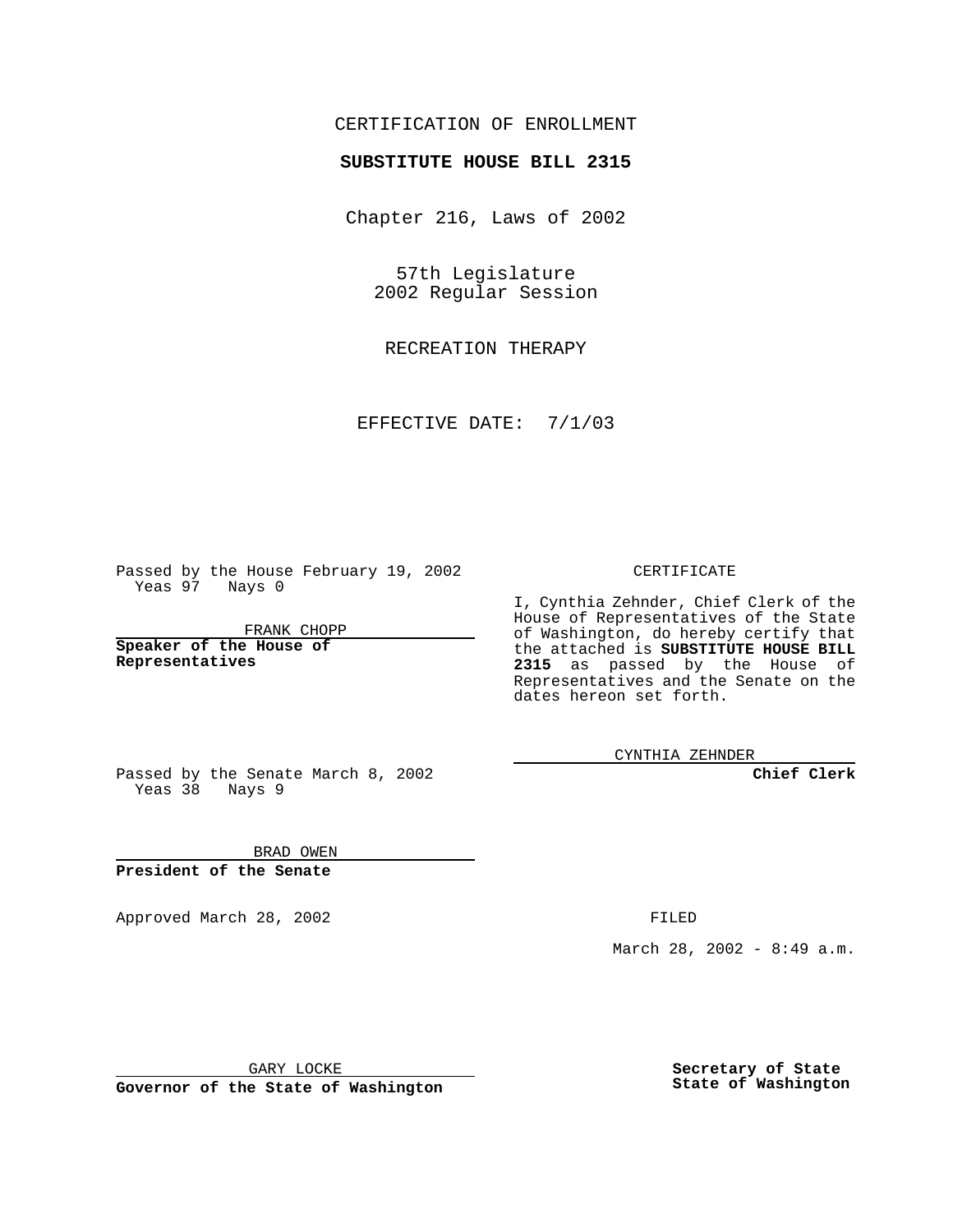CERTIFICATION OF ENROLLMENT

**SUBSTITUTE HOUSE BILL 2315**

Chapter 216, Laws of 2002

57th Legislature
2002 Regular Session

RECREATION THERAPY

EFFECTIVE DATE: 7/1/03

Passed by the House February 19, 2002
Yeas 97 Nays 0

FRANK CHOPP

**Speaker of the House of Representatives**

Passed by the Senate March 8, 2002
Yeas 38 Nays 9

BRAD OWEN

**President of the Senate**

Approved March 28, 2002

GARY LOCKE

**Governor of the State of Washington**

CERTIFICATE

I, Cynthia Zehnder, Chief Clerk of the House of Representatives of the State of Washington, do hereby certify that the attached is **SUBSTITUTE HOUSE BILL 2315** as passed by the House of Representatives and the Senate on the dates hereon set forth.

CYNTHIA ZEHNDER

**Chief Clerk**

FILED

March 28, 2002 - 8:49 a.m.

**Secretary of State**
**State of Washington**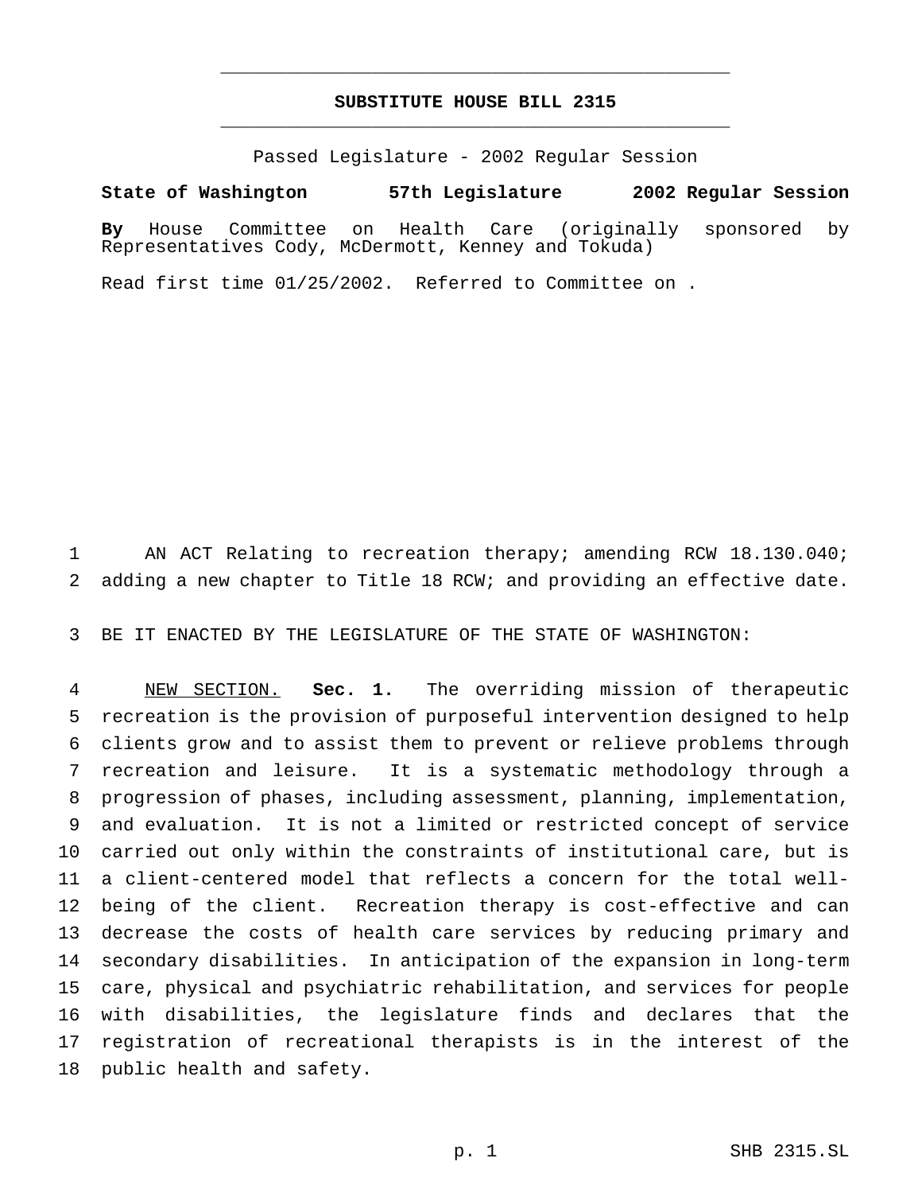# SUBSTITUTE HOUSE BILL 2315

Passed Legislature - 2002 Regular Session

**State of Washington 57th Legislature 2002 Regular Session**

**By** House Committee on Health Care (originally sponsored by Representatives Cody, McDermott, Kenney and Tokuda)

Read first time 01/25/2002. Referred to Committee on .

AN ACT Relating to recreation therapy; amending RCW 18.130.040; adding a new chapter to Title 18 RCW; and providing an effective date.

BE IT ENACTED BY THE LEGISLATURE OF THE STATE OF WASHINGTON:

NEW SECTION. **Sec. 1.** The overriding mission of therapeutic recreation is the provision of purposeful intervention designed to help clients grow and to assist them to prevent or relieve problems through recreation and leisure. It is a systematic methodology through a progression of phases, including assessment, planning, implementation, and evaluation. It is not a limited or restricted concept of service carried out only within the constraints of institutional care, but is a client-centered model that reflects a concern for the total well-being of the client. Recreation therapy is cost-effective and can decrease the costs of health care services by reducing primary and secondary disabilities. In anticipation of the expansion in long-term care, physical and psychiatric rehabilitation, and services for people with disabilities, the legislature finds and declares that the registration of recreational therapists is in the interest of the public health and safety.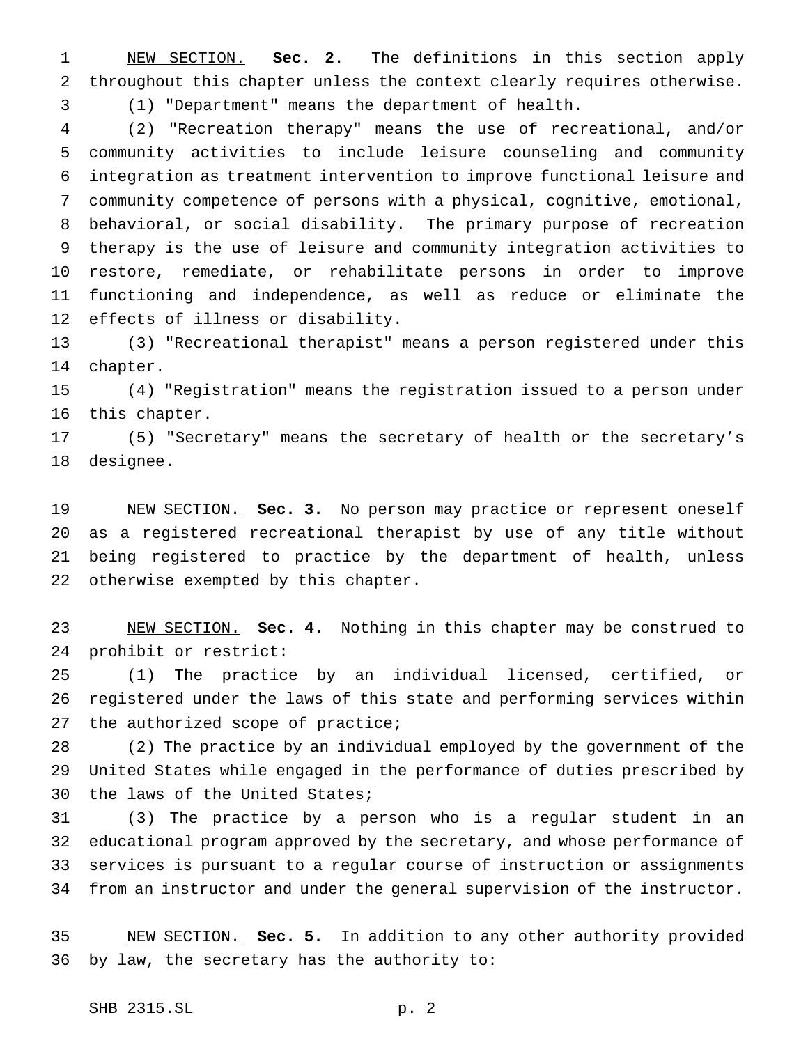NEW SECTION. **Sec. 2.** The definitions in this section apply throughout this chapter unless the context clearly requires otherwise.

(1) "Department" means the department of health.

(2) "Recreation therapy" means the use of recreational, and/or community activities to include leisure counseling and community integration as treatment intervention to improve functional leisure and community competence of persons with a physical, cognitive, emotional, behavioral, or social disability. The primary purpose of recreation therapy is the use of leisure and community integration activities to restore, remediate, or rehabilitate persons in order to improve functioning and independence, as well as reduce or eliminate the effects of illness or disability.

(3) "Recreational therapist" means a person registered under this chapter.

(4) "Registration" means the registration issued to a person under this chapter.

(5) "Secretary" means the secretary of health or the secretary's designee.

NEW SECTION. **Sec. 3.** No person may practice or represent oneself as a registered recreational therapist by use of any title without being registered to practice by the department of health, unless otherwise exempted by this chapter.

NEW SECTION. **Sec. 4.** Nothing in this chapter may be construed to prohibit or restrict:

(1) The practice by an individual licensed, certified, or registered under the laws of this state and performing services within the authorized scope of practice;

(2) The practice by an individual employed by the government of the United States while engaged in the performance of duties prescribed by the laws of the United States;

(3) The practice by a person who is a regular student in an educational program approved by the secretary, and whose performance of services is pursuant to a regular course of instruction or assignments from an instructor and under the general supervision of the instructor.

NEW SECTION. **Sec. 5.** In addition to any other authority provided by law, the secretary has the authority to: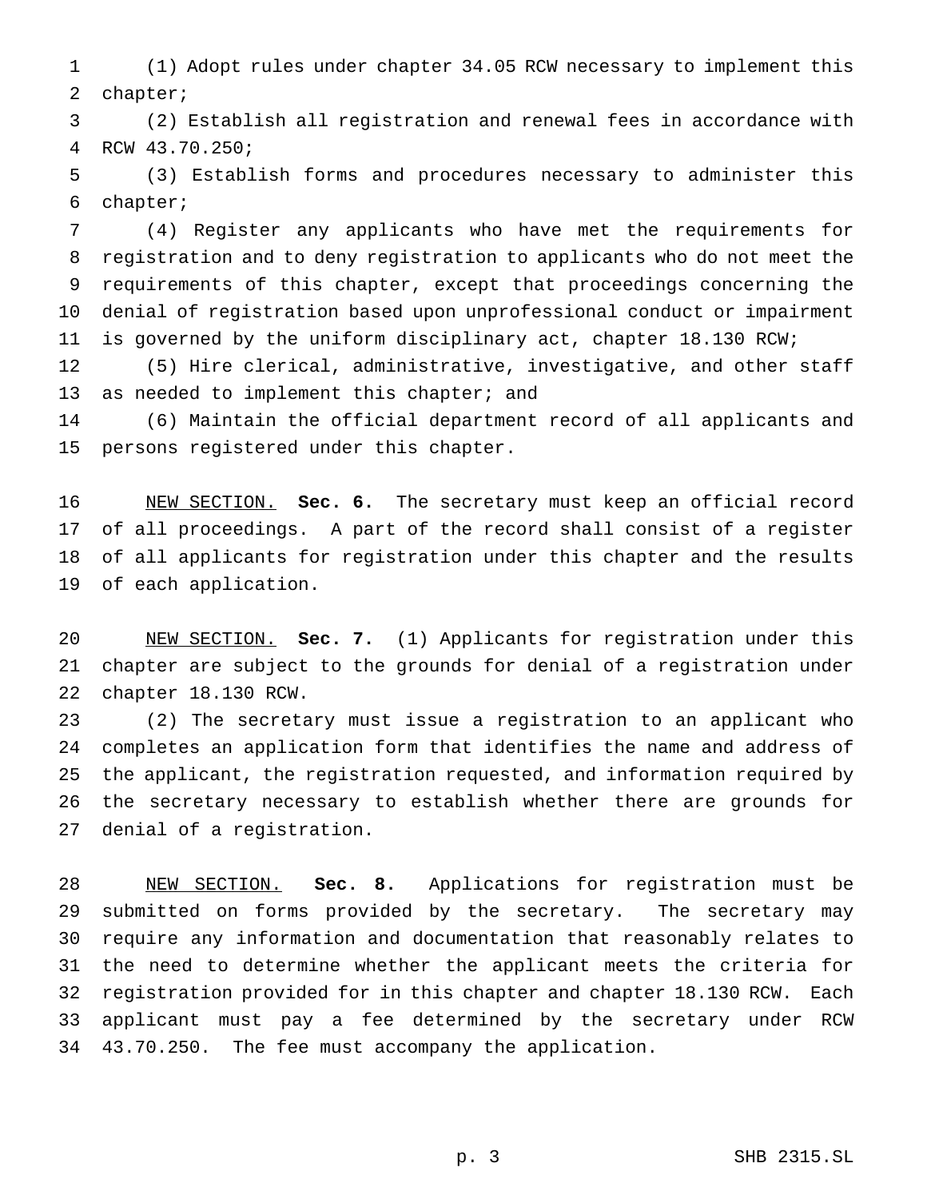(1) Adopt rules under chapter 34.05 RCW necessary to implement this chapter;

(2) Establish all registration and renewal fees in accordance with RCW 43.70.250;

(3) Establish forms and procedures necessary to administer this chapter;

(4) Register any applicants who have met the requirements for registration and to deny registration to applicants who do not meet the requirements of this chapter, except that proceedings concerning the denial of registration based upon unprofessional conduct or impairment is governed by the uniform disciplinary act, chapter 18.130 RCW;

(5) Hire clerical, administrative, investigative, and other staff as needed to implement this chapter; and

(6) Maintain the official department record of all applicants and persons registered under this chapter.

NEW SECTION. **Sec. 6.** The secretary must keep an official record of all proceedings. A part of the record shall consist of a register of all applicants for registration under this chapter and the results of each application.

NEW SECTION. **Sec. 7.** (1) Applicants for registration under this chapter are subject to the grounds for denial of a registration under chapter 18.130 RCW.

(2) The secretary must issue a registration to an applicant who completes an application form that identifies the name and address of the applicant, the registration requested, and information required by the secretary necessary to establish whether there are grounds for denial of a registration.

NEW SECTION. **Sec. 8.** Applications for registration must be submitted on forms provided by the secretary. The secretary may require any information and documentation that reasonably relates to the need to determine whether the applicant meets the criteria for registration provided for in this chapter and chapter 18.130 RCW. Each applicant must pay a fee determined by the secretary under RCW 43.70.250. The fee must accompany the application.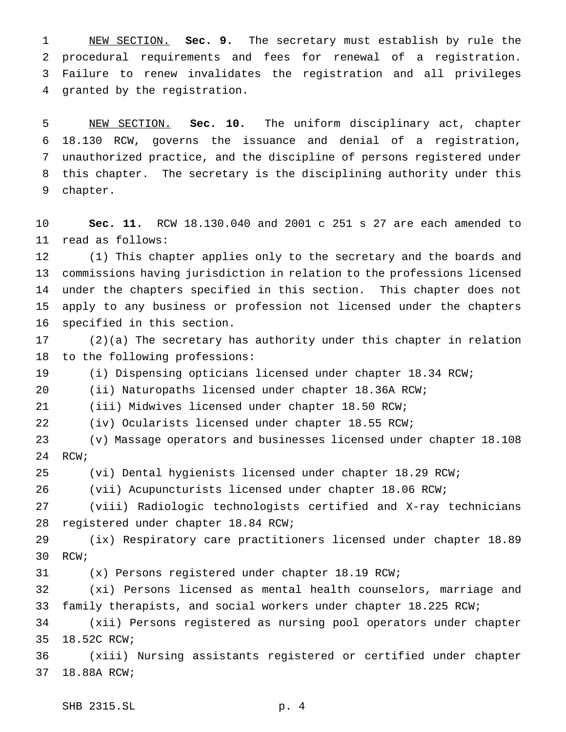NEW SECTION. **Sec. 9.** The secretary must establish by rule the procedural requirements and fees for renewal of a registration. Failure to renew invalidates the registration and all privileges granted by the registration.

NEW SECTION. **Sec. 10.** The uniform disciplinary act, chapter 18.130 RCW, governs the issuance and denial of a registration, unauthorized practice, and the discipline of persons registered under this chapter. The secretary is the disciplining authority under this chapter.

**Sec. 11.** RCW 18.130.040 and 2001 c 251 s 27 are each amended to read as follows:

(1) This chapter applies only to the secretary and the boards and commissions having jurisdiction in relation to the professions licensed under the chapters specified in this section. This chapter does not apply to any business or profession not licensed under the chapters specified in this section.

(2)(a) The secretary has authority under this chapter in relation to the following professions:

(i) Dispensing opticians licensed under chapter 18.34 RCW;

(ii) Naturopaths licensed under chapter 18.36A RCW;

(iii) Midwives licensed under chapter 18.50 RCW;

(iv) Ocularists licensed under chapter 18.55 RCW;

(v) Massage operators and businesses licensed under chapter 18.108 RCW;

(vi) Dental hygienists licensed under chapter 18.29 RCW;

(vii) Acupuncturists licensed under chapter 18.06 RCW;

(viii) Radiologic technologists certified and X-ray technicians registered under chapter 18.84 RCW;

(ix) Respiratory care practitioners licensed under chapter 18.89 RCW;

(x) Persons registered under chapter 18.19 RCW;

(xi) Persons licensed as mental health counselors, marriage and family therapists, and social workers under chapter 18.225 RCW;

(xii) Persons registered as nursing pool operators under chapter 18.52C RCW;

(xiii) Nursing assistants registered or certified under chapter 18.88A RCW;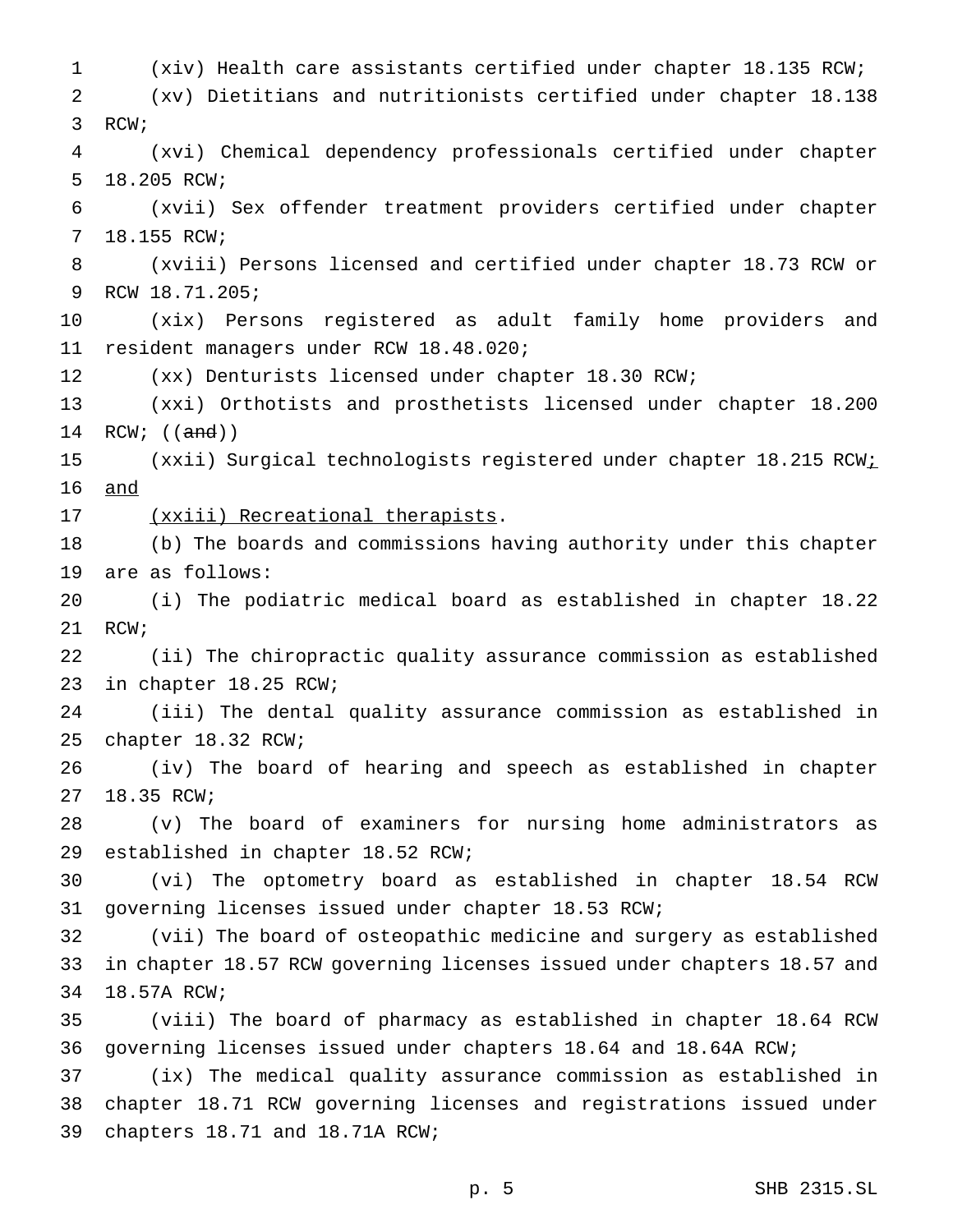(xiv) Health care assistants certified under chapter 18.135 RCW;

(xv) Dietitians and nutritionists certified under chapter 18.138 RCW;

(xvi) Chemical dependency professionals certified under chapter 18.205 RCW;

(xvii) Sex offender treatment providers certified under chapter 18.155 RCW;

(xviii) Persons licensed and certified under chapter 18.73 RCW or RCW 18.71.205;

(xix) Persons registered as adult family home providers and resident managers under RCW 18.48.020;

(xx) Denturists licensed under chapter 18.30 RCW;

(xxi) Orthotists and prosthetists licensed under chapter 18.200 RCW; ((~~and~~))

(xxii) Surgical technologists registered under chapter 18.215 RCW<u>; and</u>

<u>(xxiii) Recreational therapists</u>.

(b) The boards and commissions having authority under this chapter are as follows:

(i) The podiatric medical board as established in chapter 18.22 RCW;

(ii) The chiropractic quality assurance commission as established in chapter 18.25 RCW;

(iii) The dental quality assurance commission as established in chapter 18.32 RCW;

(iv) The board of hearing and speech as established in chapter 18.35 RCW;

(v) The board of examiners for nursing home administrators as established in chapter 18.52 RCW;

(vi) The optometry board as established in chapter 18.54 RCW governing licenses issued under chapter 18.53 RCW;

(vii) The board of osteopathic medicine and surgery as established in chapter 18.57 RCW governing licenses issued under chapters 18.57 and 18.57A RCW;

(viii) The board of pharmacy as established in chapter 18.64 RCW governing licenses issued under chapters 18.64 and 18.64A RCW;

(ix) The medical quality assurance commission as established in chapter 18.71 RCW governing licenses and registrations issued under chapters 18.71 and 18.71A RCW;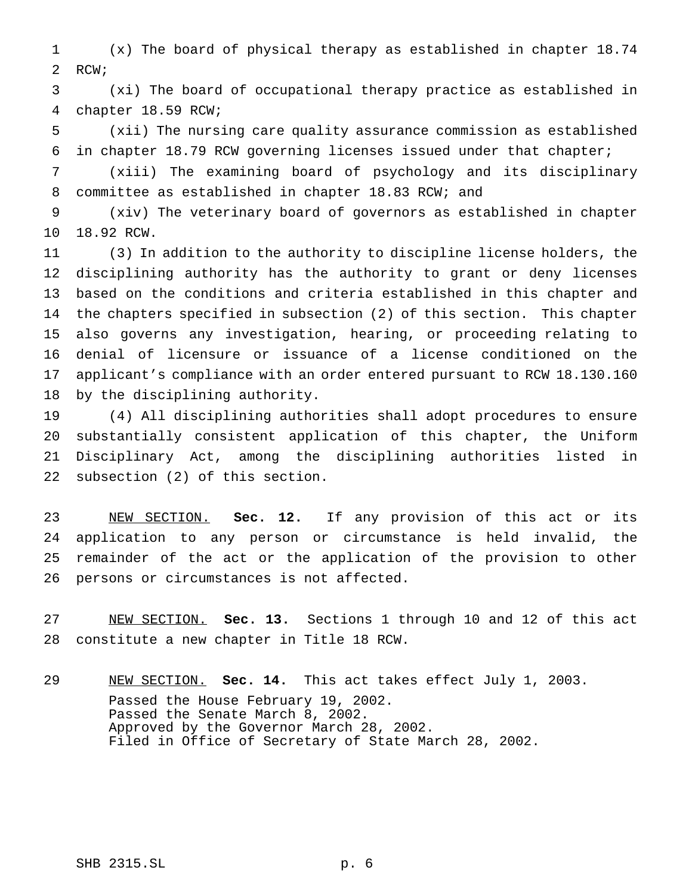(x) The board of physical therapy as established in chapter 18.74 RCW;

(xi) The board of occupational therapy practice as established in chapter 18.59 RCW;

(xii) The nursing care quality assurance commission as established in chapter 18.79 RCW governing licenses issued under that chapter;

(xiii) The examining board of psychology and its disciplinary committee as established in chapter 18.83 RCW; and

(xiv) The veterinary board of governors as established in chapter 18.92 RCW.

(3) In addition to the authority to discipline license holders, the disciplining authority has the authority to grant or deny licenses based on the conditions and criteria established in this chapter and the chapters specified in subsection (2) of this section. This chapter also governs any investigation, hearing, or proceeding relating to denial of licensure or issuance of a license conditioned on the applicant's compliance with an order entered pursuant to RCW 18.130.160 by the disciplining authority.

(4) All disciplining authorities shall adopt procedures to ensure substantially consistent application of this chapter, the Uniform Disciplinary Act, among the disciplining authorities listed in subsection (2) of this section.

NEW SECTION. **Sec. 12.** If any provision of this act or its application to any person or circumstance is held invalid, the remainder of the act or the application of the provision to other persons or circumstances is not affected.

NEW SECTION. **Sec. 13.** Sections 1 through 10 and 12 of this act constitute a new chapter in Title 18 RCW.

NEW SECTION. **Sec. 14.** This act takes effect July 1, 2003.

Passed the House February 19, 2002.
Passed the Senate March 8, 2002.
Approved by the Governor March 28, 2002.
Filed in Office of Secretary of State March 28, 2002.